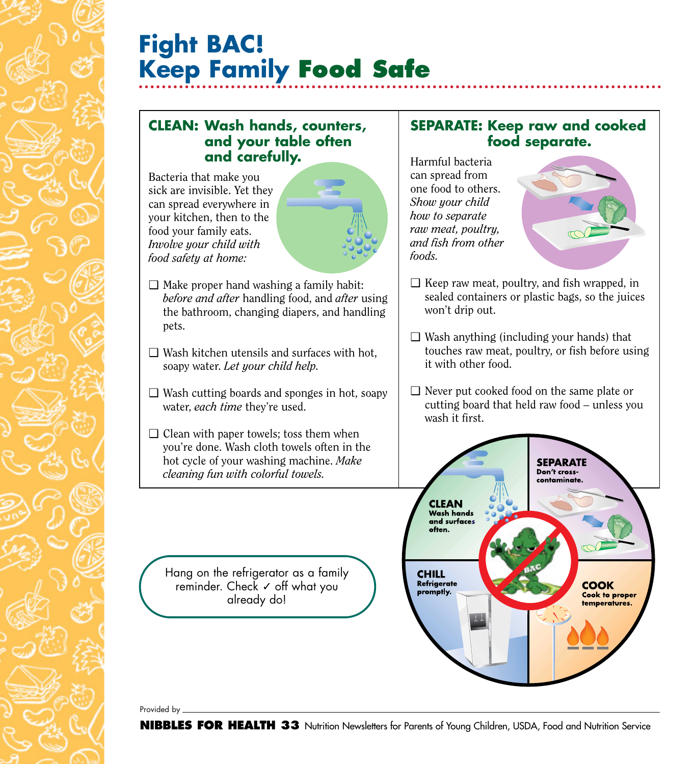# Fight BAC! Keep Family Food Safe

## CLEAN: Wash hands, counters, and your table often and carefully.

Bacteria that make you sick are invisible. Yet they can spread everywhere in your kitchen, then to the food your family eats. *Involve your child with food safety at home:*

- ❑ Make proper hand washing a family habit: *before and after* handling food, and *after* using the bathroom, changing diapers, and handling pets.
- ❑ Wash kitchen utensils and surfaces with hot, soapy water. *Let your child help.*
- ❑ Wash cutting boards and sponges in hot, soapy water, *each time* they're used.
- ❑ Clean with paper towels; toss them when you're done. Wash cloth towels often in the hot cycle of your washing machine. *Make cleaning fun with colorful towels.*

## SEPARATE: Keep raw and cooked food separate.

Harmful bacteria can spread from one food to others. *Show your child how to separate raw meat, poultry, and fish from other foods.*

- ❑ Keep raw meat, poultry, and fish wrapped, in sealed containers or plastic bags, so the juices won't drip out.
- ❑ Wash anything (including your hands) that touches raw meat, poultry, or fish before using it with other food.
- ❑ Never put cooked food on the same plate or cutting board that held raw food – unless you wash it first.

Hang on the refrigerator as a family reminder. Check ✓ off what you already do!

**CLEAN** Wash hands and surfaces often.

**SEPARATE** Don't cross-contaminate.

**CHILL** Refrigerate promptly.

**COOK** Cook to proper temperatures.

Provided by \_\_\_\_\_\_\_\_\_\_\_\_\_\_\_\_\_\_\_\_\_\_\_\_

**NIBBLES FOR HEALTH 33** Nutrition Newsletters for Parents of Young Children, USDA, Food and Nutrition Service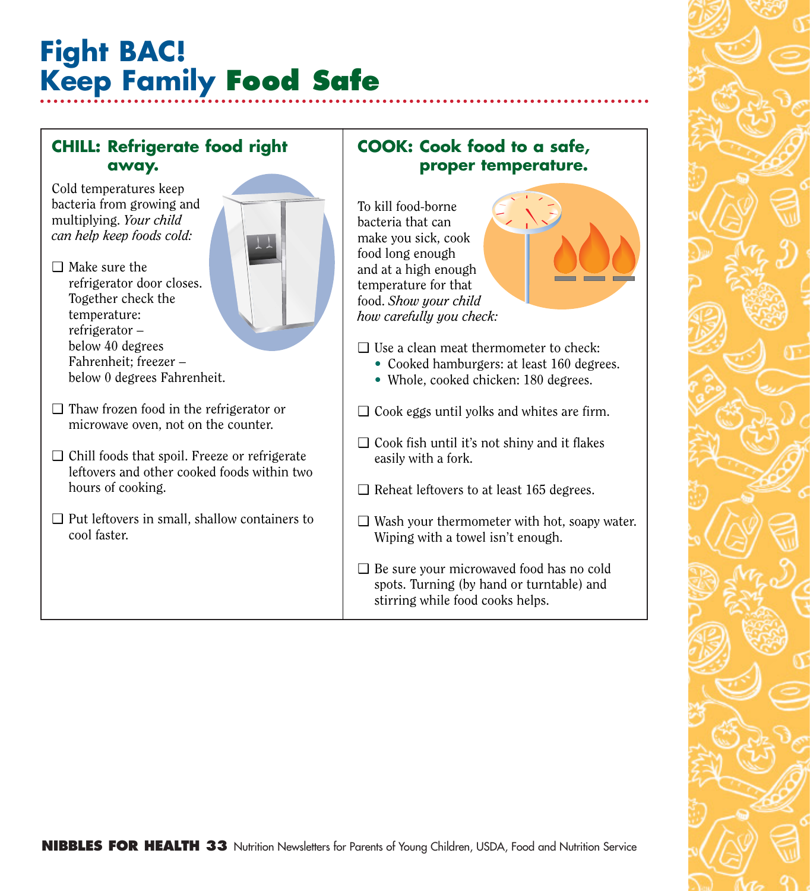# Fight BAC! Keep Family Food Safe

## CHILL: Refrigerate food right away.

Cold temperatures keep bacteria from growing and multiplying. *Your child can help keep foods cold:*

- ❑ Make sure the refrigerator door closes. Together check the temperature: refrigerator – below 40 degrees Fahrenheit; freezer – below 0 degrees Fahrenheit.
- ❑ Thaw frozen food in the refrigerator or microwave oven, not on the counter.
- ❑ Chill foods that spoil. Freeze or refrigerate leftovers and other cooked foods within two hours of cooking.
- ❑ Put leftovers in small, shallow containers to cool faster.

## COOK: Cook food to a safe, proper temperature.

To kill food-borne bacteria that can make you sick, cook food long enough and at a high enough temperature for that food. *Show your child how carefully you check:*

- ❑ Use a clean meat thermometer to check:
  - Cooked hamburgers: at least 160 degrees.
  - Whole, cooked chicken: 180 degrees.
- ❑ Cook eggs until yolks and whites are firm.
- ❑ Cook fish until it's not shiny and it flakes easily with a fork.
- ❑ Reheat leftovers to at least 165 degrees.
- ❑ Wash your thermometer with hot, soapy water. Wiping with a towel isn't enough.
- ❑ Be sure your microwaved food has no cold spots. Turning (by hand or turntable) and stirring while food cooks helps.

**NIBBLES FOR HEALTH 33** Nutrition Newsletters for Parents of Young Children, USDA, Food and Nutrition Service